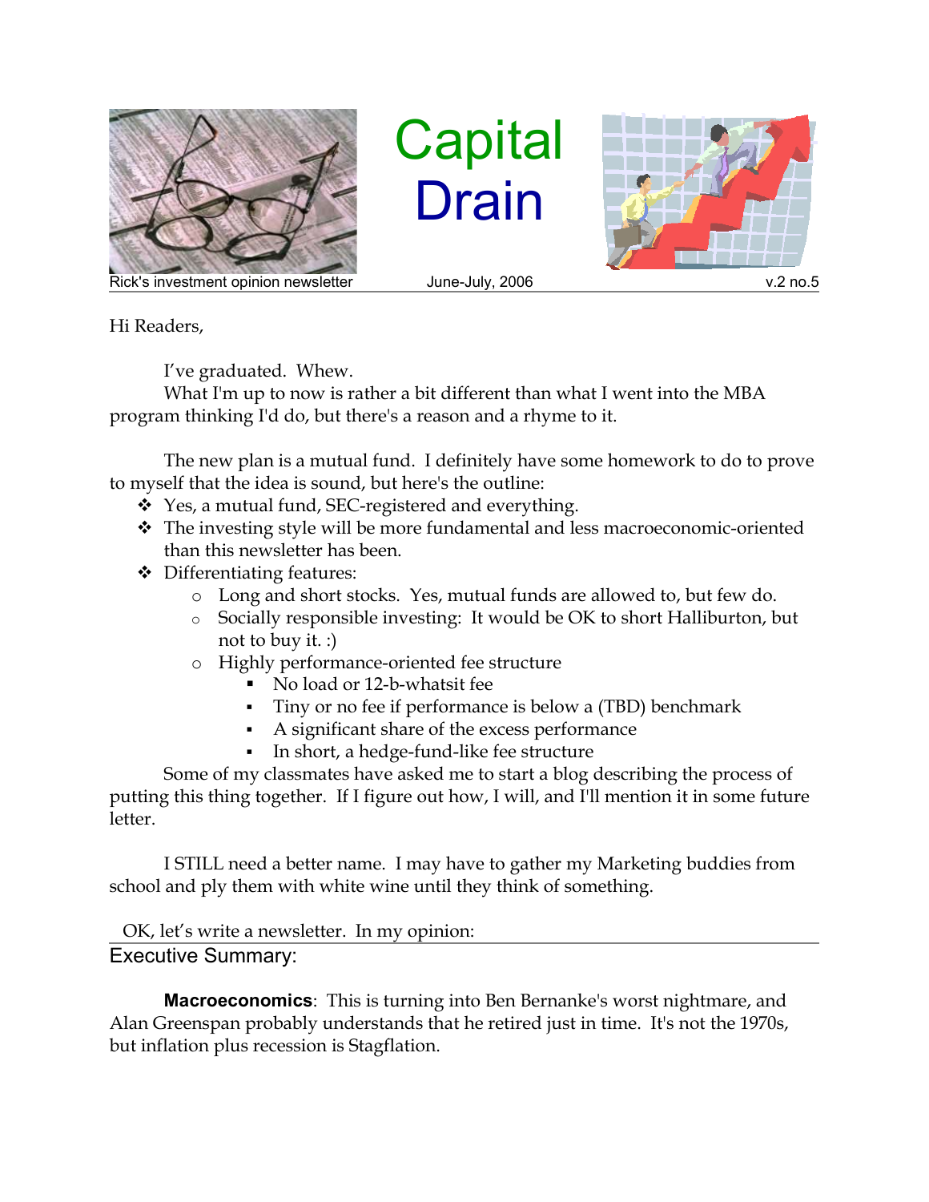# Capital Drain

Rick's investment opinion newsletter | June-July, 2006 | v.2 no.5

Hi Readers,

I've graduated. Whew.

What I'm up to now is rather a bit different than what I went into the MBA program thinking I'd do, but there's a reason and a rhyme to it.

The new plan is a mutual fund. I definitely have some homework to do to prove to myself that the idea is sound, but here's the outline:

- Yes, a mutual fund, SEC-registered and everything.
- The investing style will be more fundamental and less macroeconomic-oriented than this newsletter has been.
- Differentiating features:
  - Long and short stocks. Yes, mutual funds are allowed to, but few do.
  - Socially responsible investing: It would be OK to short Halliburton, but not to buy it. :)
  - Highly performance-oriented fee structure
    - No load or 12-b-whatsit fee
    - Tiny or no fee if performance is below a (TBD) benchmark
    - A significant share of the excess performance
    - In short, a hedge-fund-like fee structure

Some of my classmates have asked me to start a blog describing the process of putting this thing together. If I figure out how, I will, and I'll mention it in some future letter.

I STILL need a better name. I may have to gather my Marketing buddies from school and ply them with white wine until they think of something.

OK, let's write a newsletter. In my opinion:

## Executive Summary:

**Macroeconomics**: This is turning into Ben Bernanke's worst nightmare, and Alan Greenspan probably understands that he retired just in time. It's not the 1970s, but inflation plus recession is Stagflation.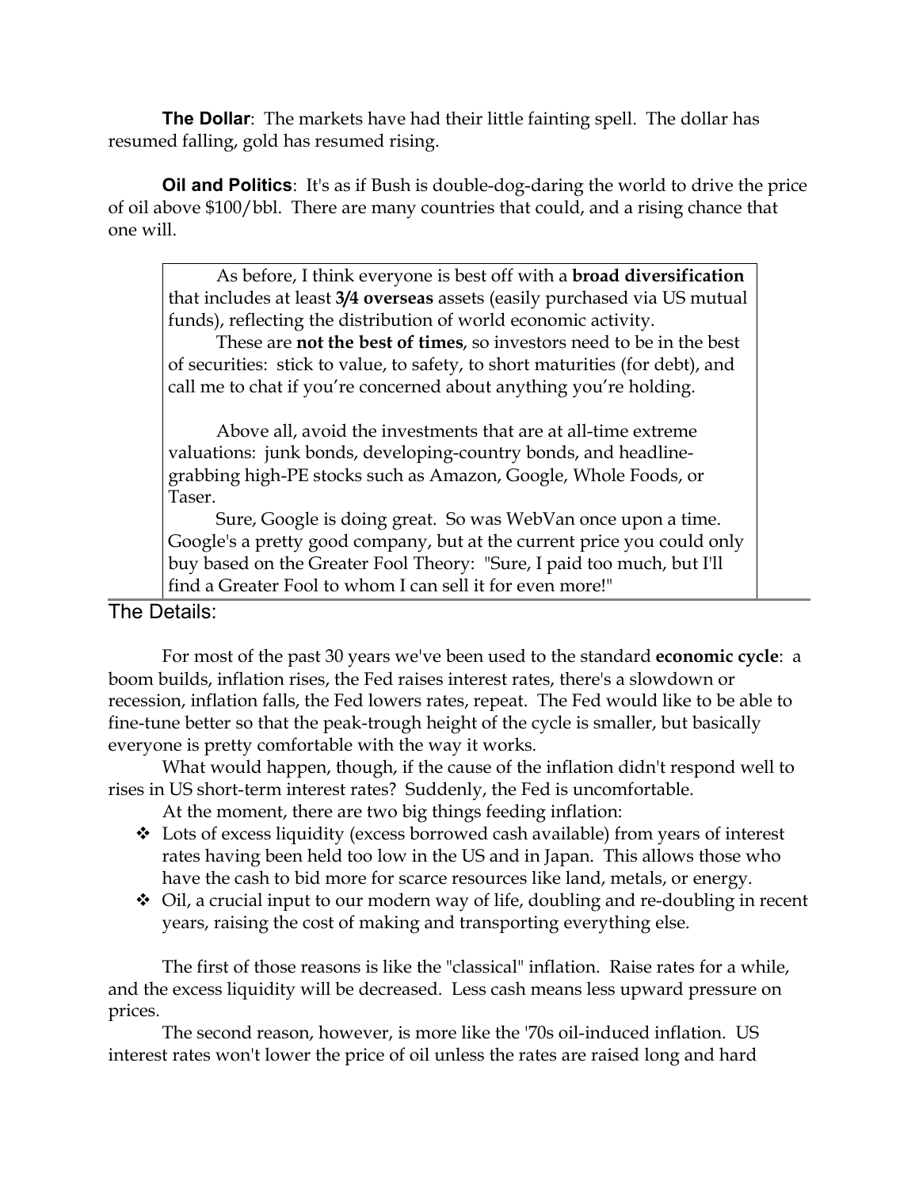**The Dollar**: The markets have had their little fainting spell. The dollar has resumed falling, gold has resumed rising.

**Oil and Politics**: It's as if Bush is double-dog-daring the world to drive the price of oil above $100/bbl. There are many countries that could, and a rising chance that one will.

> As before, I think everyone is best off with a **broad diversification** that includes at least **3/4 overseas** assets (easily purchased via US mutual funds), reflecting the distribution of world economic activity.
>
> These are **not the best of times**, so investors need to be in the best of securities: stick to value, to safety, to short maturities (for debt), and call me to chat if you're concerned about anything you're holding.
>
> Above all, avoid the investments that are at all-time extreme valuations: junk bonds, developing-country bonds, and headline-grabbing high-PE stocks such as Amazon, Google, Whole Foods, or Taser.
>
> Sure, Google is doing great. So was WebVan once upon a time. Google's a pretty good company, but at the current price you could only buy based on the Greater Fool Theory: "Sure, I paid too much, but I'll find a Greater Fool to whom I can sell it for even more!"

## The Details:

For most of the past 30 years we've been used to the standard **economic cycle**: a boom builds, inflation rises, the Fed raises interest rates, there's a slowdown or recession, inflation falls, the Fed lowers rates, repeat. The Fed would like to be able to fine-tune better so that the peak-trough height of the cycle is smaller, but basically everyone is pretty comfortable with the way it works.

What would happen, though, if the cause of the inflation didn't respond well to rises in US short-term interest rates? Suddenly, the Fed is uncomfortable.

At the moment, there are two big things feeding inflation:

- Lots of excess liquidity (excess borrowed cash available) from years of interest rates having been held too low in the US and in Japan. This allows those who have the cash to bid more for scarce resources like land, metals, or energy.
- Oil, a crucial input to our modern way of life, doubling and re-doubling in recent years, raising the cost of making and transporting everything else.

The first of those reasons is like the "classical" inflation. Raise rates for a while, and the excess liquidity will be decreased. Less cash means less upward pressure on prices.

The second reason, however, is more like the '70s oil-induced inflation. US interest rates won't lower the price of oil unless the rates are raised long and hard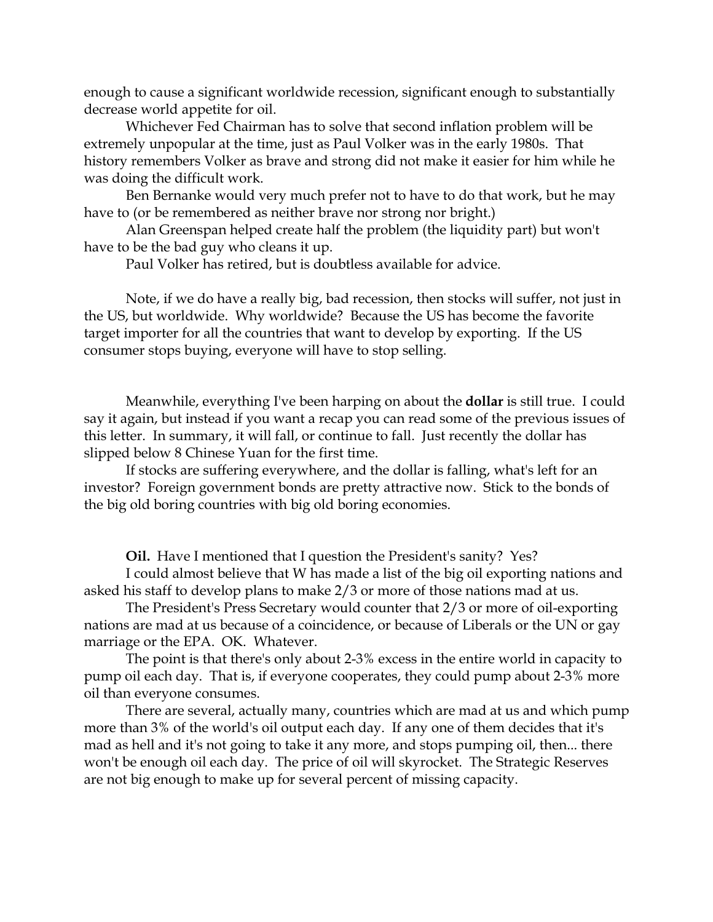enough to cause a significant worldwide recession, significant enough to substantially decrease world appetite for oil.

Whichever Fed Chairman has to solve that second inflation problem will be extremely unpopular at the time, just as Paul Volker was in the early 1980s. That history remembers Volker as brave and strong did not make it easier for him while he was doing the difficult work.

Ben Bernanke would very much prefer not to have to do that work, but he may have to (or be remembered as neither brave nor strong nor bright.)

Alan Greenspan helped create half the problem (the liquidity part) but won't have to be the bad guy who cleans it up.

Paul Volker has retired, but is doubtless available for advice.

Note, if we do have a really big, bad recession, then stocks will suffer, not just in the US, but worldwide. Why worldwide? Because the US has become the favorite target importer for all the countries that want to develop by exporting. If the US consumer stops buying, everyone will have to stop selling.

Meanwhile, everything I've been harping on about the **dollar** is still true. I could say it again, but instead if you want a recap you can read some of the previous issues of this letter. In summary, it will fall, or continue to fall. Just recently the dollar has slipped below 8 Chinese Yuan for the first time.

If stocks are suffering everywhere, and the dollar is falling, what's left for an investor? Foreign government bonds are pretty attractive now. Stick to the bonds of the big old boring countries with big old boring economies.

**Oil.** Have I mentioned that I question the President's sanity? Yes?

I could almost believe that W has made a list of the big oil exporting nations and asked his staff to develop plans to make 2/3 or more of those nations mad at us.

The President's Press Secretary would counter that 2/3 or more of oil-exporting nations are mad at us because of a coincidence, or because of Liberals or the UN or gay marriage or the EPA. OK. Whatever.

The point is that there's only about 2-3% excess in the entire world in capacity to pump oil each day. That is, if everyone cooperates, they could pump about 2-3% more oil than everyone consumes.

There are several, actually many, countries which are mad at us and which pump more than 3% of the world's oil output each day. If any one of them decides that it's mad as hell and it's not going to take it any more, and stops pumping oil, then... there won't be enough oil each day. The price of oil will skyrocket. The Strategic Reserves are not big enough to make up for several percent of missing capacity.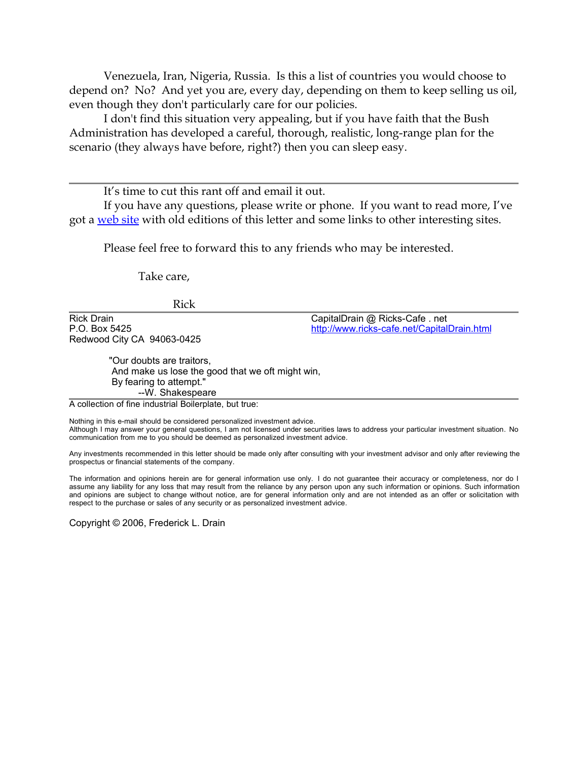Venezuela, Iran, Nigeria, Russia. Is this a list of countries you would choose to depend on? No? And yet you are, every day, depending on them to keep selling us oil, even though they don't particularly care for our policies.

I don't find this situation very appealing, but if you have faith that the Bush Administration has developed a careful, thorough, realistic, long-range plan for the scenario (they always have before, right?) then you can sleep easy.

---

It's time to cut this rant off and email it out.

If you have any questions, please write or phone. If you want to read more, I've got a [web site](http://www.ricks-cafe.net/CapitalDrain.html) with old editions of this letter and some links to other interesting sites.

Please feel free to forward this to any friends who may be interested.

Take care,

Rick

---

Rick Drain
P.O. Box 5425
Redwood City CA 94063-0425

CapitalDrain @ Ricks-Cafe . net
http://www.ricks-cafe.net/CapitalDrain.html

"Our doubts are traitors,
And make us lose the good that we oft might win,
By fearing to attempt."
--W. Shakespeare

---

A collection of fine industrial Boilerplate, but true:

Nothing in this e-mail should be considered personalized investment advice.
Although I may answer your general questions, I am not licensed under securities laws to address your particular investment situation. No communication from me to you should be deemed as personalized investment advice.

Any investments recommended in this letter should be made only after consulting with your investment advisor and only after reviewing the prospectus or financial statements of the company.

The information and opinions herein are for general information use only. I do not guarantee their accuracy or completeness, nor do I assume any liability for any loss that may result from the reliance by any person upon any such information or opinions. Such information and opinions are subject to change without notice, are for general information only and are not intended as an offer or solicitation with respect to the purchase or sales of any security or as personalized investment advice.

Copyright © 2006, Frederick L. Drain